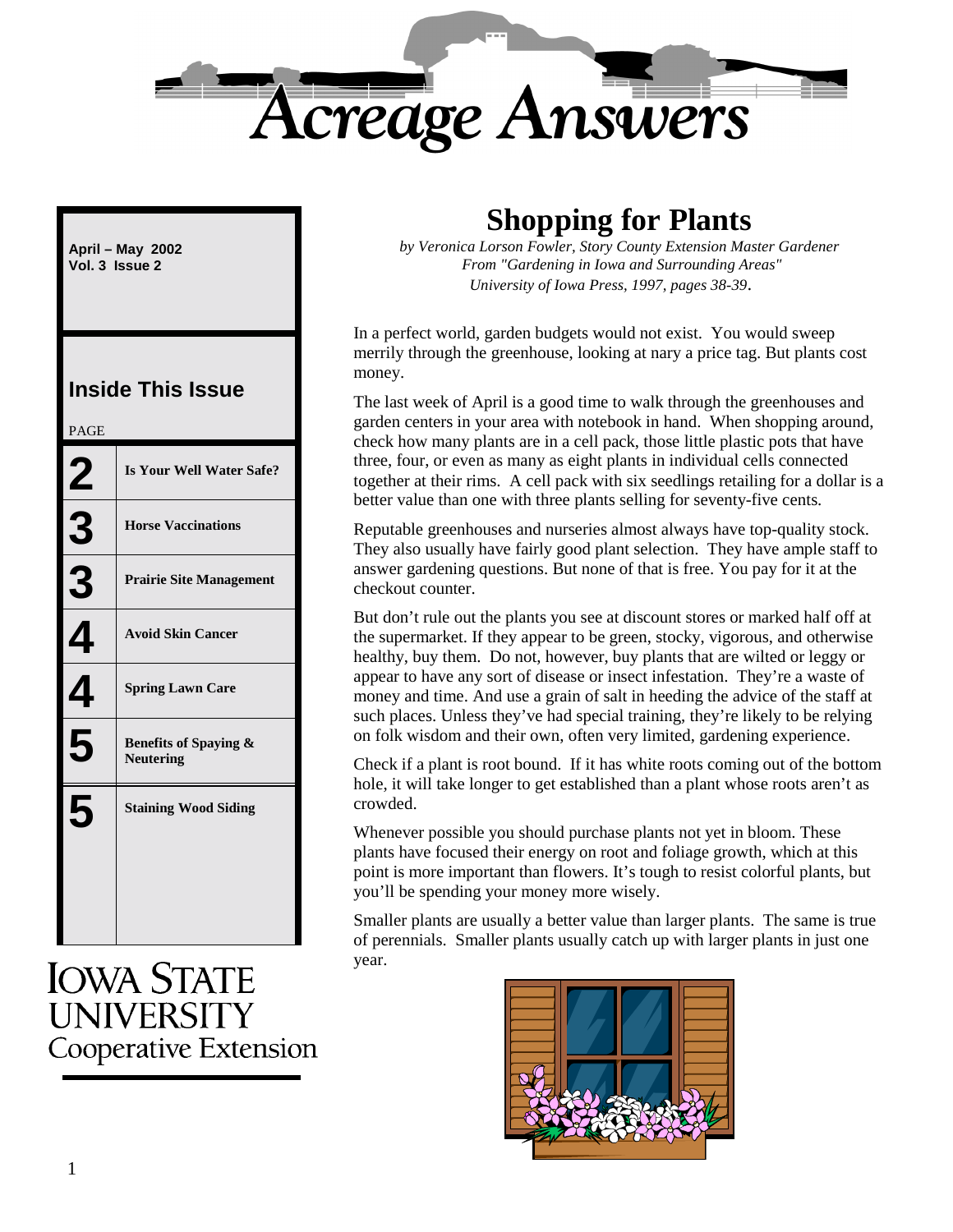# Acreage Answers

**April – May 2002**
**Vol. 3 Issue 2**

## Inside This Issue

| PAGE | |
|---|---|
| 2 | Is Your Well Water Safe? |
| 3 | Horse Vaccinations |
| 3 | Prairie Site Management |
| 4 | Avoid Skin Cancer |
| 4 | Spring Lawn Care |
| 5 | Benefits of Spaying & Neutering |
| 5 | Staining Wood Siding |

IOWA STATE UNIVERSITY
Cooperative Extension

# Shopping for Plants

*by Veronica Lorson Fowler, Story County Extension Master Gardener*
*From "Gardening in Iowa and Surrounding Areas"*
*University of Iowa Press, 1997, pages 38-39*.

In a perfect world, garden budgets would not exist. You would sweep merrily through the greenhouse, looking at nary a price tag. But plants cost money.

The last week of April is a good time to walk through the greenhouses and garden centers in your area with notebook in hand. When shopping around, check how many plants are in a cell pack, those little plastic pots that have three, four, or even as many as eight plants in individual cells connected together at their rims. A cell pack with six seedlings retailing for a dollar is a better value than one with three plants selling for seventy-five cents.

Reputable greenhouses and nurseries almost always have top-quality stock. They also usually have fairly good plant selection. They have ample staff to answer gardening questions. But none of that is free. You pay for it at the checkout counter.

But don't rule out the plants you see at discount stores or marked half off at the supermarket. If they appear to be green, stocky, vigorous, and otherwise healthy, buy them. Do not, however, buy plants that are wilted or leggy or appear to have any sort of disease or insect infestation. They're a waste of money and time. And use a grain of salt in heeding the advice of the staff at such places. Unless they've had special training, they're likely to be relying on folk wisdom and their own, often very limited, gardening experience.

Check if a plant is root bound. If it has white roots coming out of the bottom hole, it will take longer to get established than a plant whose roots aren't as crowded.

Whenever possible you should purchase plants not yet in bloom. These plants have focused their energy on root and foliage growth, which at this point is more important than flowers. It's tough to resist colorful plants, but you'll be spending your money more wisely.

Smaller plants are usually a better value than larger plants. The same is true of perennials. Smaller plants usually catch up with larger plants in just one year.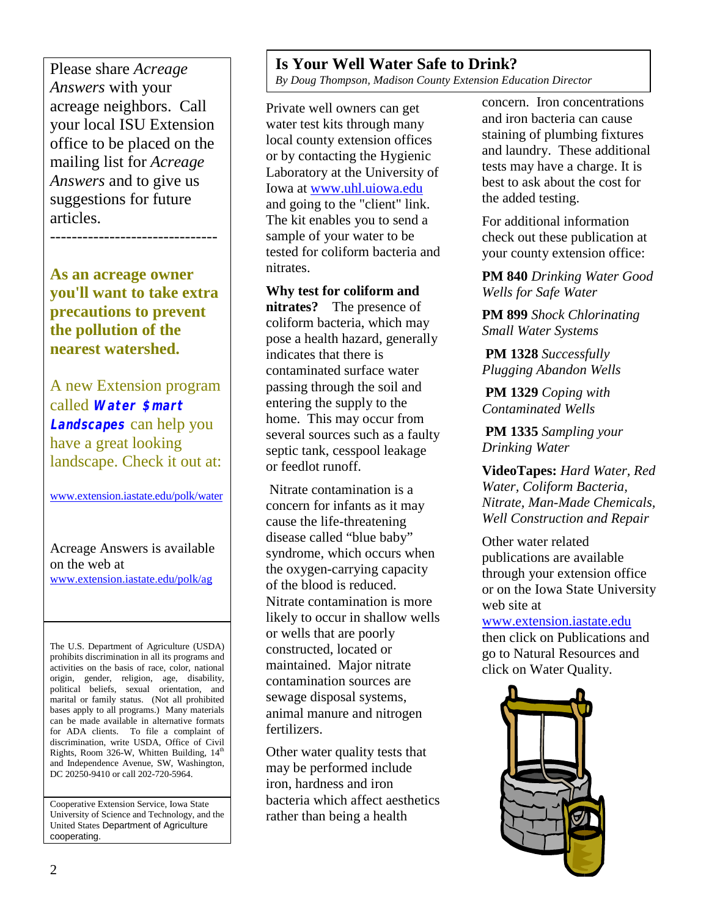Please share *Acreage Answers* with your acreage neighbors. Call your local ISU Extension office to be placed on the mailing list for *Acreage Answers* and to give us suggestions for future articles.

-------------------------------

**As an acreage owner you'll want to take extra precautions to prevent the pollution of the nearest watershed.**

A new Extension program called ***Water $mart Landscapes*** can help you have a great looking landscape. Check it out at:

www.extension.iastate.edu/polk/water

Acreage Answers is available on the web at www.extension.iastate.edu/polk/ag

The U.S. Department of Agriculture (USDA) prohibits discrimination in all its programs and activities on the basis of race, color, national origin, gender, religion, age, disability, political beliefs, sexual orientation, and marital or family status. (Not all prohibited bases apply to all programs.) Many materials can be made available in alternative formats for ADA clients. To file a complaint of discrimination, write USDA, Office of Civil Rights, Room 326-W, Whitten Building, 14th and Independence Avenue, SW, Washington, DC 20250-9410 or call 202-720-5964.

Cooperative Extension Service, Iowa State University of Science and Technology, and the United States Department of Agriculture cooperating.

## Is Your Well Water Safe to Drink?

*By Doug Thompson, Madison County Extension Education Director*

Private well owners can get water test kits through many local county extension offices or by contacting the Hygienic Laboratory at the University of Iowa at www.uhl.uiowa.edu and going to the "client" link. The kit enables you to send a sample of your water to be tested for coliform bacteria and nitrates.

**Why test for coliform and nitrates?** The presence of coliform bacteria, which may pose a health hazard, generally indicates that there is contaminated surface water passing through the soil and entering the supply to the home. This may occur from several sources such as a faulty septic tank, cesspool leakage or feedlot runoff.

Nitrate contamination is a concern for infants as it may cause the life-threatening disease called "blue baby" syndrome, which occurs when the oxygen-carrying capacity of the blood is reduced. Nitrate contamination is more likely to occur in shallow wells or wells that are poorly constructed, located or maintained. Major nitrate contamination sources are sewage disposal systems, animal manure and nitrogen fertilizers.

Other water quality tests that may be performed include iron, hardness and iron bacteria which affect aesthetics rather than being a health concern. Iron concentrations and iron bacteria can cause staining of plumbing fixtures and laundry. These additional tests may have a charge. It is best to ask about the cost for the added testing.

For additional information check out these publication at your county extension office:

**PM 840** *Drinking Water Good Wells for Safe Water*

**PM 899** *Shock Chlorinating Small Water Systems*

**PM 1328** *Successfully Plugging Abandon Wells*

**PM 1329** *Coping with Contaminated Wells*

**PM 1335** *Sampling your Drinking Water*

**VideoTapes:** *Hard Water, Red Water, Coliform Bacteria, Nitrate, Man-Made Chemicals, Well Construction and Repair*

Other water related publications are available through your extension office or on the Iowa State University web site at www.extension.iastate.edu then click on Publications and go to Natural Resources and click on Water Quality.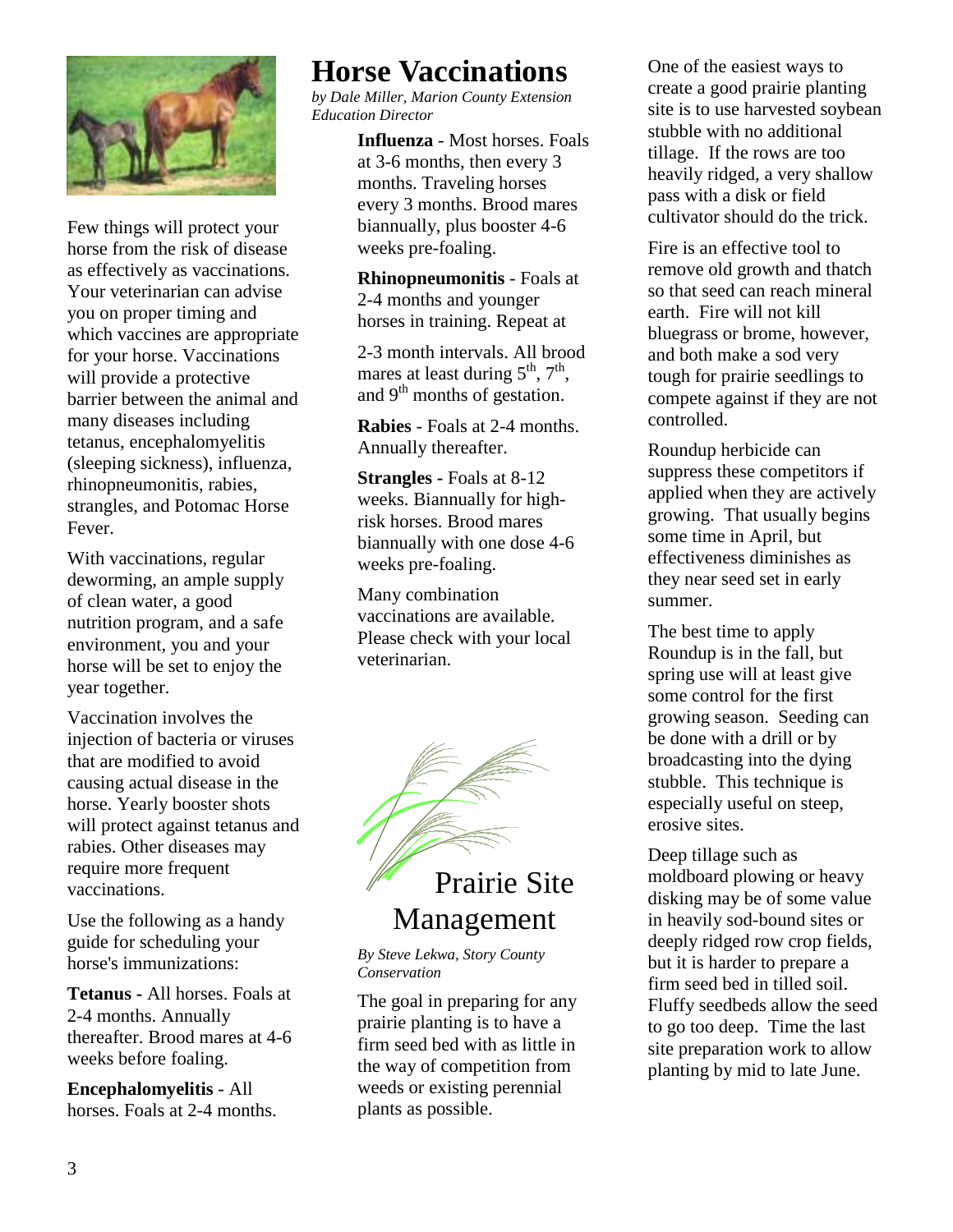# Horse Vaccinations

*by Dale Miller, Marion County Extension Education Director*

Few things will protect your horse from the risk of disease as effectively as vaccinations. Your veterinarian can advise you on proper timing and which vaccines are appropriate for your horse. Vaccinations will provide a protective barrier between the animal and many diseases including tetanus, encephalomyelitis (sleeping sickness), influenza, rhinopneumonitis, rabies, strangles, and Potomac Horse Fever.

With vaccinations, regular deworming, an ample supply of clean water, a good nutrition program, and a safe environment, you and your horse will be set to enjoy the year together.

Vaccination involves the injection of bacteria or viruses that are modified to avoid causing actual disease in the horse. Yearly booster shots will protect against tetanus and rabies. Other diseases may require more frequent vaccinations.

Use the following as a handy guide for scheduling your horse's immunizations:

**Tetanus -** All horses. Foals at 2-4 months. Annually thereafter. Brood mares at 4-6 weeks before foaling.

**Encephalomyelitis** - All horses. Foals at 2-4 months.

**Influenza** - Most horses. Foals at 3-6 months, then every 3 months. Traveling horses every 3 months. Brood mares biannually, plus booster 4-6 weeks pre-foaling.

**Rhinopneumonitis** - Foals at 2-4 months and younger horses in training. Repeat at 2-3 month intervals. All brood mares at least during 5th, 7th, and 9th months of gestation.

**Rabies** - Foals at 2-4 months. Annually thereafter.

**Strangles -** Foals at 8-12 weeks. Biannually for high-risk horses. Brood mares biannually with one dose 4-6 weeks pre-foaling.

Many combination vaccinations are available. Please check with your local veterinarian.

# Prairie Site Management

*By Steve Lekwa, Story County Conservation*

The goal in preparing for any prairie planting is to have a firm seed bed with as little in the way of competition from weeds or existing perennial plants as possible.

One of the easiest ways to create a good prairie planting site is to use harvested soybean stubble with no additional tillage. If the rows are too heavily ridged, a very shallow pass with a disk or field cultivator should do the trick.

Fire is an effective tool to remove old growth and thatch so that seed can reach mineral earth. Fire will not kill bluegrass or brome, however, and both make a sod very tough for prairie seedlings to compete against if they are not controlled.

Roundup herbicide can suppress these competitors if applied when they are actively growing. That usually begins some time in April, but effectiveness diminishes as they near seed set in early summer.

The best time to apply Roundup is in the fall, but spring use will at least give some control for the first growing season. Seeding can be done with a drill or by broadcasting into the dying stubble. This technique is especially useful on steep, erosive sites.

Deep tillage such as moldboard plowing or heavy disking may be of some value in heavily sod-bound sites or deeply ridged row crop fields, but it is harder to prepare a firm seed bed in tilled soil. Fluffy seedbeds allow the seed to go too deep. Time the last site preparation work to allow planting by mid to late June.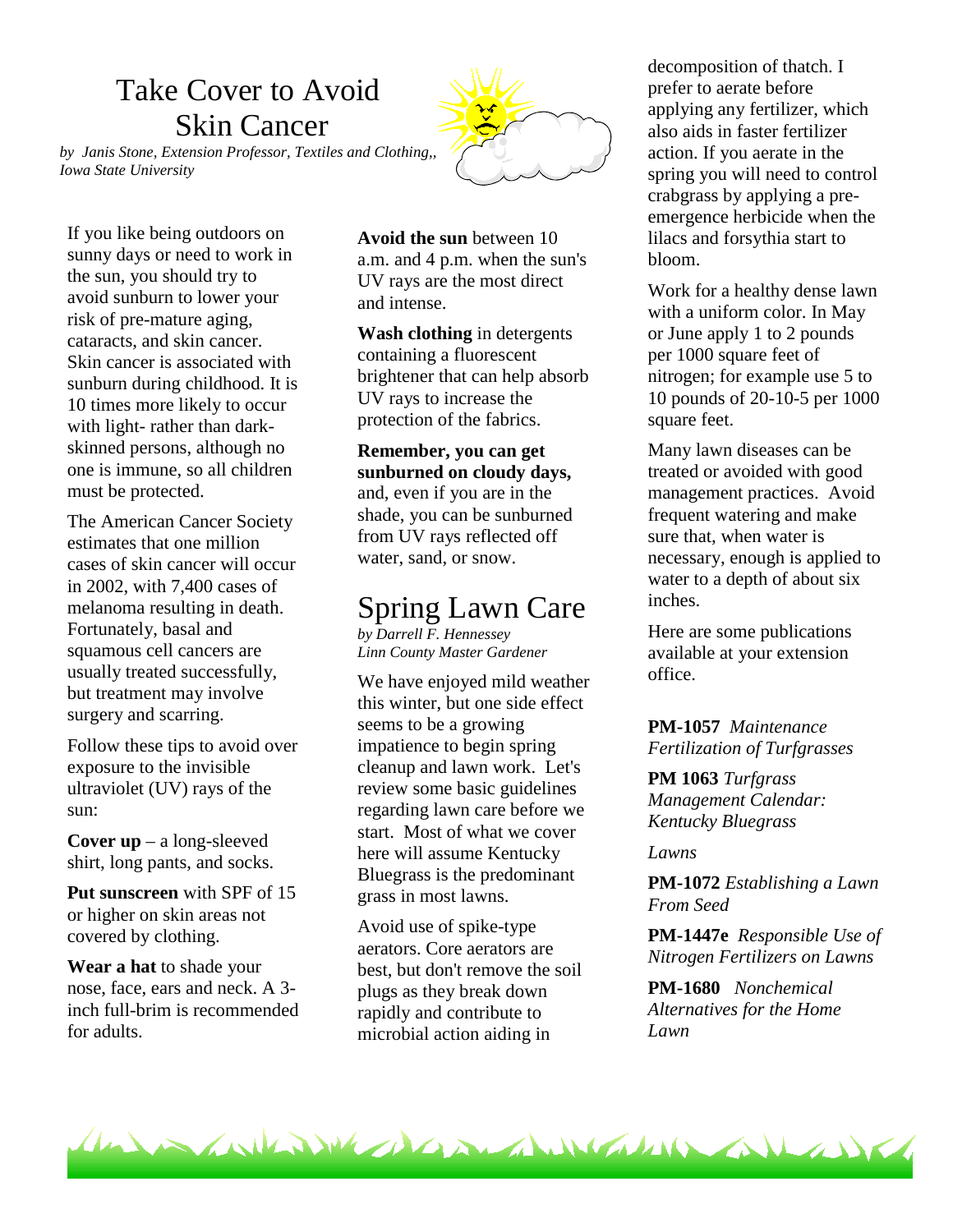# Take Cover to Avoid Skin Cancer

*by Janis Stone, Extension Professor, Textiles and Clothing,, Iowa State University*

If you like being outdoors on sunny days or need to work in the sun, you should try to avoid sunburn to lower your risk of pre-mature aging, cataracts, and skin cancer. Skin cancer is associated with sunburn during childhood. It is 10 times more likely to occur with light- rather than dark-skinned persons, although no one is immune, so all children must be protected.

The American Cancer Society estimates that one million cases of skin cancer will occur in 2002, with 7,400 cases of melanoma resulting in death. Fortunately, basal and squamous cell cancers are usually treated successfully, but treatment may involve surgery and scarring.

Follow these tips to avoid over exposure to the invisible ultraviolet (UV) rays of the sun:

**Cover up** – a long-sleeved shirt, long pants, and socks.

**Put sunscreen** with SPF of 15 or higher on skin areas not covered by clothing.

**Wear a hat** to shade your nose, face, ears and neck. A 3-inch full-brim is recommended for adults.

**Avoid the sun** between 10 a.m. and 4 p.m. when the sun's UV rays are the most direct and intense.

**Wash clothing** in detergents containing a fluorescent brightener that can help absorb UV rays to increase the protection of the fabrics.

**Remember, you can get sunburned on cloudy days,** and, even if you are in the shade, you can be sunburned from UV rays reflected off water, sand, or snow.

# Spring Lawn Care

*by Darrell F. Hennessey*
*Linn County Master Gardener*

We have enjoyed mild weather this winter, but one side effect seems to be a growing impatience to begin spring cleanup and lawn work. Let's review some basic guidelines regarding lawn care before we start. Most of what we cover here will assume Kentucky Bluegrass is the predominant grass in most lawns.

Avoid use of spike-type aerators. Core aerators are best, but don't remove the soil plugs as they break down rapidly and contribute to microbial action aiding in decomposition of thatch. I prefer to aerate before applying any fertilizer, which also aids in faster fertilizer action. If you aerate in the spring you will need to control crabgrass by applying a pre-emergence herbicide when the lilacs and forsythia start to bloom.

Work for a healthy dense lawn with a uniform color. In May or June apply 1 to 2 pounds per 1000 square feet of nitrogen; for example use 5 to 10 pounds of 20-10-5 per 1000 square feet.

Many lawn diseases can be treated or avoided with good management practices. Avoid frequent watering and make sure that, when water is necessary, enough is applied to water to a depth of about six inches.

Here are some publications available at your extension office.

**PM-1057** *Maintenance Fertilization of Turfgrasses*

**PM 1063** *Turfgrass Management Calendar: Kentucky Bluegrass*

*Lawns*

**PM-1072** *Establishing a Lawn From Seed*

**PM-1447e** *Responsible Use of Nitrogen Fertilizers on Lawns*

**PM-1680** *Nonchemical Alternatives for the Home Lawn*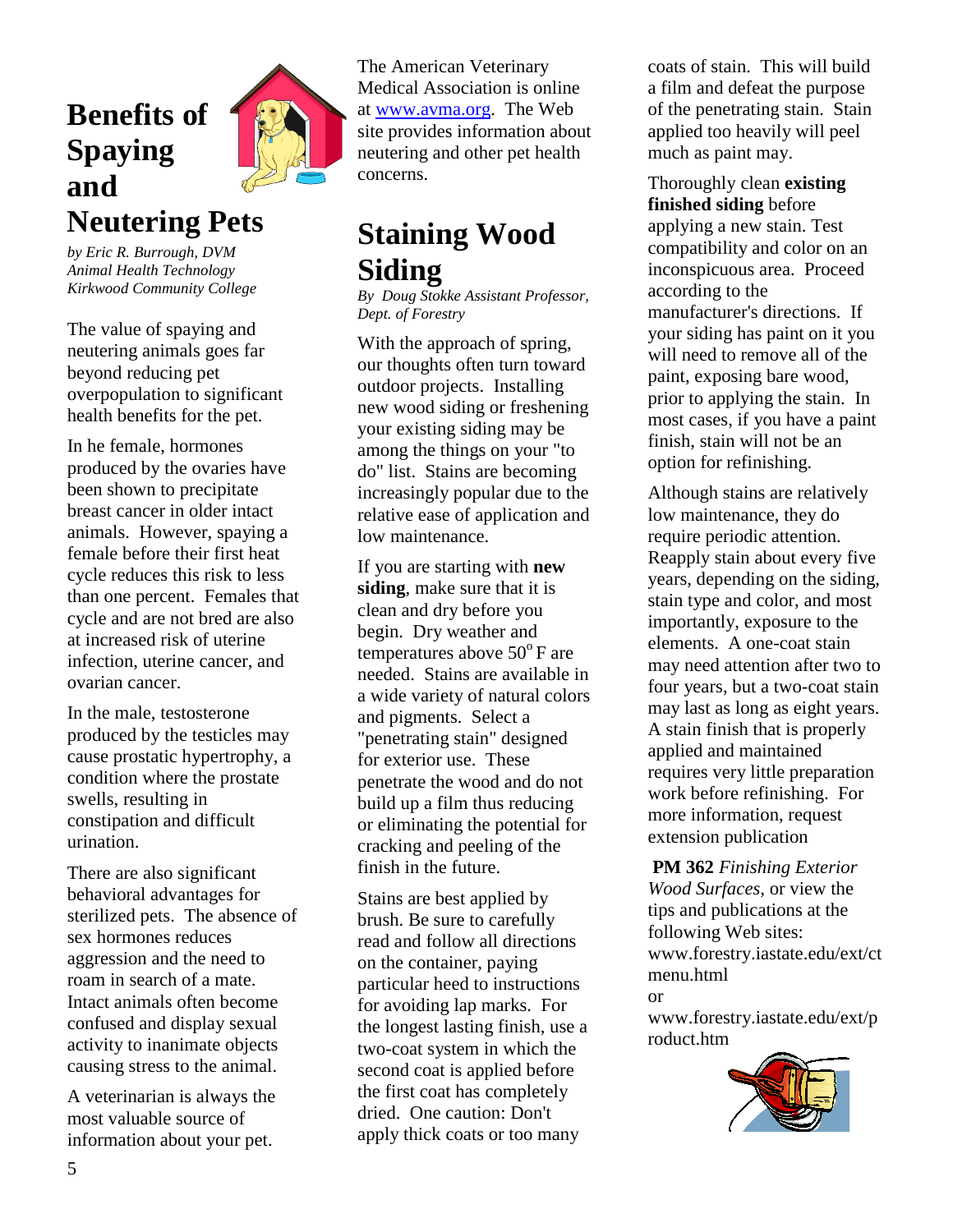# Benefits of Spaying and Neutering Pets

*by Eric R. Burrough, DVM*
*Animal Health Technology*
*Kirkwood Community College*

The value of spaying and neutering animals goes far beyond reducing pet overpopulation to significant health benefits for the pet.

In he female, hormones produced by the ovaries have been shown to precipitate breast cancer in older intact animals. However, spaying a female before their first heat cycle reduces this risk to less than one percent. Females that cycle and are not bred are also at increased risk of uterine infection, uterine cancer, and ovarian cancer.

In the male, testosterone produced by the testicles may cause prostatic hypertrophy, a condition where the prostate swells, resulting in constipation and difficult urination.

There are also significant behavioral advantages for sterilized pets. The absence of sex hormones reduces aggression and the need to roam in search of a mate. Intact animals often become confused and display sexual activity to inanimate objects causing stress to the animal.

A veterinarian is always the most valuable source of information about your pet.

The American Veterinary Medical Association is online at www.avma.org. The Web site provides information about neutering and other pet health concerns.

# Staining Wood Siding

*By Doug Stokke Assistant Professor, Dept. of Forestry*

With the approach of spring, our thoughts often turn toward outdoor projects. Installing new wood siding or freshening your existing siding may be among the things on your "to do" list. Stains are becoming increasingly popular due to the relative ease of application and low maintenance.

If you are starting with **new siding**, make sure that it is clean and dry before you begin. Dry weather and temperatures above 50° F are needed. Stains are available in a wide variety of natural colors and pigments. Select a "penetrating stain" designed for exterior use. These penetrate the wood and do not build up a film thus reducing or eliminating the potential for cracking and peeling of the finish in the future.

Stains are best applied by brush. Be sure to carefully read and follow all directions on the container, paying particular heed to instructions for avoiding lap marks. For the longest lasting finish, use a two-coat system in which the second coat is applied before the first coat has completely dried. One caution: Don't apply thick coats or too many coats of stain. This will build a film and defeat the purpose of the penetrating stain. Stain applied too heavily will peel much as paint may.

Thoroughly clean **existing finished siding** before applying a new stain. Test compatibility and color on an inconspicuous area. Proceed according to the manufacturer's directions. If your siding has paint on it you will need to remove all of the paint, exposing bare wood, prior to applying the stain. In most cases, if you have a paint finish, stain will not be an option for refinishing.

Although stains are relatively low maintenance, they do require periodic attention. Reapply stain about every five years, depending on the siding, stain type and color, and most importantly, exposure to the elements. A one-coat stain may need attention after two to four years, but a two-coat stain may last as long as eight years. A stain finish that is properly applied and maintained requires very little preparation work before refinishing. For more information, request extension publication

**PM 362** *Finishing Exterior Wood Surfaces*, or view the tips and publications at the following Web sites: www.forestry.iastate.edu/ext/ctmenu.html or www.forestry.iastate.edu/ext/product.htm